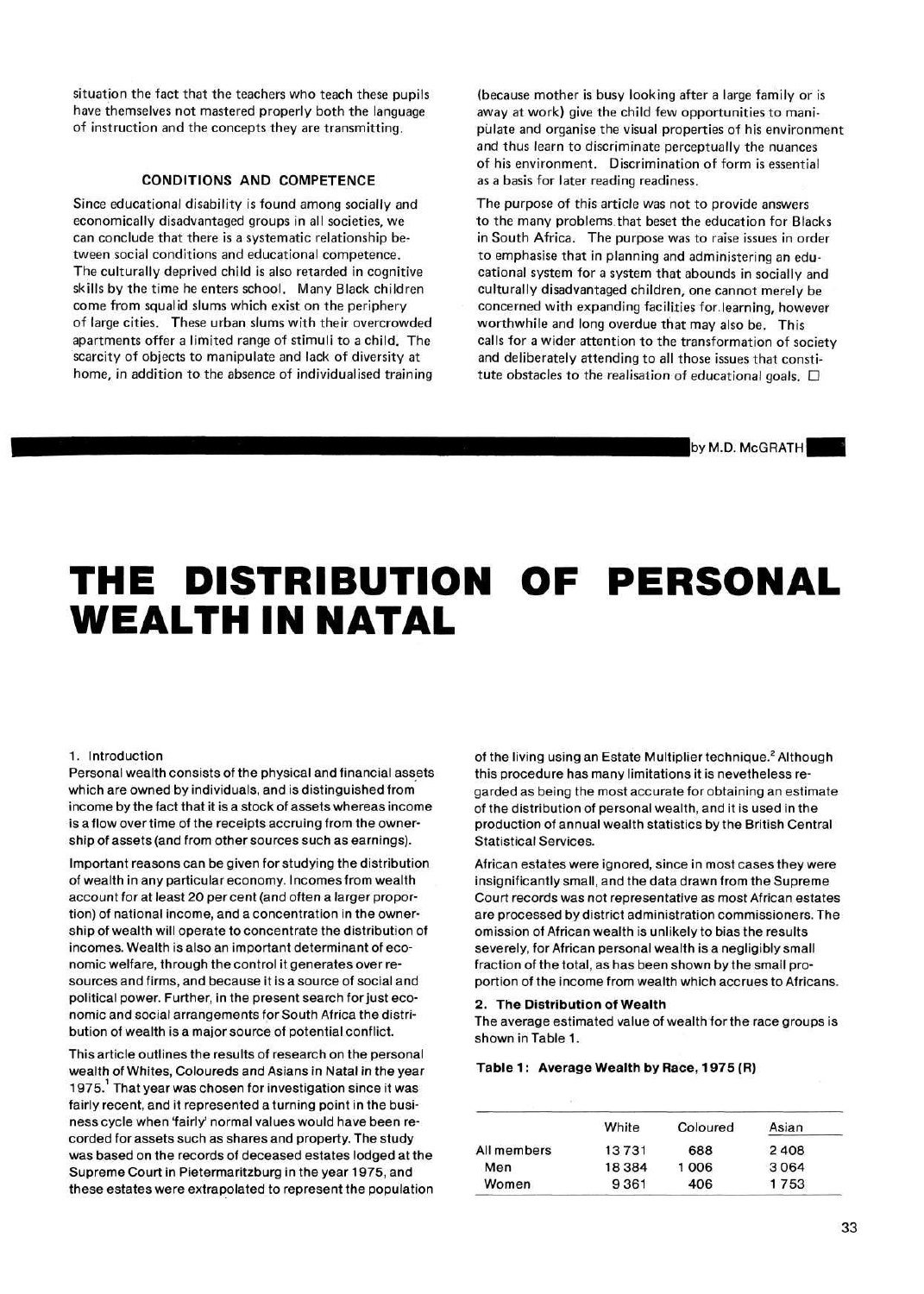situation the fact that the teachers who teach these pupils have themselves not mastered properly both the language of instruction and the concepts they are transmitting.

### CONDITIONS AND COMPETENCE

Since educational disability is found among socially and economically disadvantaged groups in all societies, we can conclude that there is a systematic relationship between social conditions and educational competence. The culturally deprived child is also retarded in cognitive skills by the time he enters school. Many Black children come from squalid slums which exist on the periphery of large cities. These urban slums with their overcrowded apartments offer a limited range of stimuli to a child. The scarcity of objects to manipulate and lack of diversity at home, in addition to the absence of individualised training (because mother is busy looking after a large family or is away at work) give the child few opportunities to manipulate and organise the visual properties of his environment and thus learn to discriminate perceptually the nuances of his environment. Discrimination of form is essential as a basis for later reading readiness.

The purpose of this article was not to provide answers to the many problems that beset the education for Blacks in South Africa. The purpose was to raise issues in order to emphasise that in planning and administering an educational system for a system that abounds in socially and culturally disadvantaged children, one cannot merely be concerned with expanding facilities for learning, however worthwhile and long overdue that may also be. This calls for a wider attention to the transformation of society and deliberately attending to all those issues that constitute obstacles to the realisation of educational goals. □

by M.D. McGRATH

# THE DISTRIBUTION OF PERSONAL WEALTH IN NATAL

1. Introduction

Personal wealth consists of the physical and financial assets which are owned by individuals, and is distinguished from income by the fact that it is a stock of assets whereas income is a flow over time of the receipts accruing from the ownership of assets (and from other sources such as earnings).

Important reasons can be given for studying the distribution of wealth in any particular economy. Incomes from wealth account for at least 20 per cent (and often a larger proportion) of national income, and a concentration in the ownership of wealth will operate to concentrate the distribution of incomes. Wealth is also an important determinant of economic welfare, through the control it generates over resources and firms, and because it is a source of social and political power. Further, in the present search for just economic and social arrangements for South Africa the distribution of wealth is a major source of potential conflict.

This article outlines the results of research on the personal wealth of Whites, Coloureds and Asians in Natal in the year 1975.[1] That year was chosen for investigation since it was fairly recent, and it represented a turning point in the business cycle when 'fairly' normal values would have been recorded for assets such as shares and property. The study was based on the records of deceased estates lodged at the Supreme Court in Pietermaritzburg in the year 1975, and these estates were extrapolated to represent the population of the living using an Estate Multiplier technique.[2] Although this procedure has many limitations it is nevetheless regarded as being the most accurate for obtaining an estimate of the distribution of annual wealth, and it is used in the production of annual wealth statistics by the British Central Statistical Services.

African estates were ignored, since in most cases they were insignificantly small, and the data drawn from the Supreme Court records was not representative as most African estates are processed by district administration commissioners. The omission of African wealth is unlikely to bias the results severely, for African personal wealth is a negligibly small fraction of the total, as has been shown by the small proportion of the income from wealth which accrues to Africans.

**2. The Distribution of Wealth**

The average estimated value of wealth for the race groups is shown in Table 1.

**Table 1: Average Wealth by Race, 1975 (R)**

| | White | Coloured | Asian |
|---|---|---|---|
| All members | 13 731 | 688 | 2 408 |
| Men | 18 384 | 1 006 | 3 064 |
| Women | 9 361 | 406 | 1 753 |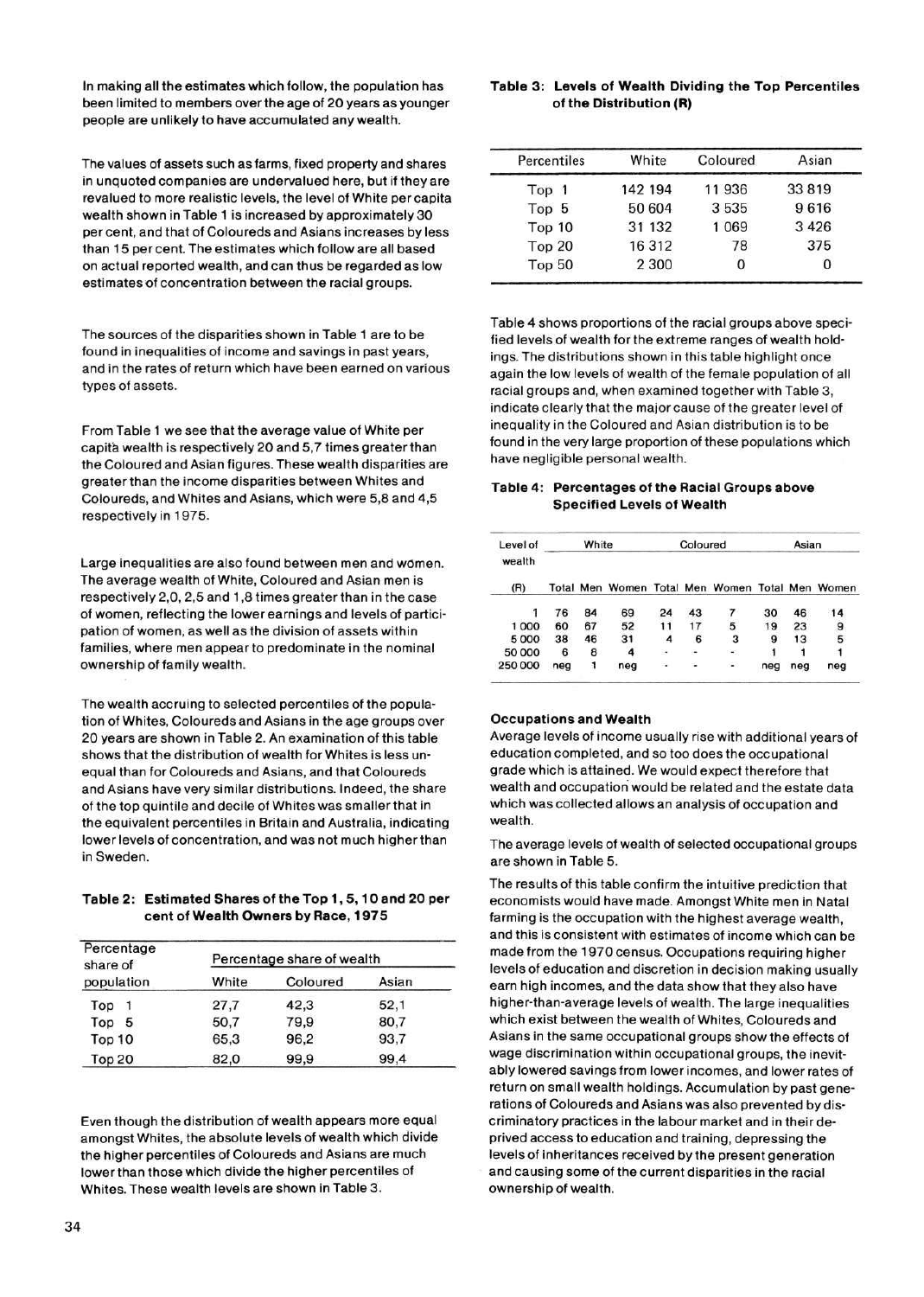In making all the estimates which follow, the population has been limited to members over the age of 20 years as younger people are unlikely to have accumulated any wealth.

The values of assets such as farms, fixed property and shares in unquoted companies are undervalued here, but if they are revalued to more realistic levels, the level of White per capita wealth shown in Table 1 is increased by approximately 30 per cent, and that of Coloureds and Asians increases by less than 15 per cent. The estimates which follow are all based on actual reported wealth, and can thus be regarded as low estimates of concentration between the racial groups.

The sources of the disparities shown in Table 1 are to be found in inequalities of income and savings in past years, and in the rates of return which have been earned on various types of assets.

From Table 1 we see that the average value of White per capita wealth is respectively 20 and 5,7 times greater than the Coloured and Asian figures. These wealth disparities are greater than the income disparities between Whites and Coloureds, and Whites and Asians, which were 5,8 and 4,5 respectively in 1975.

Large inequalities are also found between men and women. The average wealth of White, Coloured and Asian men is respectively 2,0, 2,5 and 1,8 times greater than in the case of women, reflecting the lower earnings and levels of participation of women, as well as the division of assets within families, where men appear to predominate in the nominal ownership of family wealth.

The wealth accruing to selected percentiles of the population of Whites, Coloureds and Asians in the age groups over 20 years are shown in Table 2. An examination of this table shows that the distribution of wealth for Whites is less unequal than for Coloureds and Asians, and that Coloureds and Asians have very similar distributions. Indeed, the share of the top quintile and decile of Whites was smaller than in the equivalent percentiles in Britain and Australia, indicating lower levels of concentration, and was not much higher than in Sweden.

**Table 2: Estimated Shares of the Top 1, 5, 10 and 20 per cent of Wealth Owners by Race, 1975**

| Percentage share of population | Percentage share of wealth | | |
|---|---|---|---|
| | White | Coloured | Asian |
| Top 1 | 27,7 | 42,3 | 52,1 |
| Top 5 | 50,7 | 79,9 | 80,7 |
| Top 10 | 65,3 | 96,2 | 93,7 |
| Top 20 | 82,0 | 99,9 | 99,4 |

Even though the distribution of wealth appears more equal amongst Whites, the absolute levels of wealth which divide the higher percentiles of Coloureds and Asians are much lower than those which divide the higher percentiles of Whites. These wealth levels are shown in Table 3.

**Table 3: Levels of Wealth Dividing the Top Percentiles of the Distribution (R)**

| Percentiles | White | Coloured | Asian |
|---|---|---|---|
| Top 1 | 142 194 | 11 936 | 33 819 |
| Top 5 | 50 604 | 3 535 | 9 616 |
| Top 10 | 31 132 | 1 069 | 3 426 |
| Top 20 | 16 312 | 78 | 375 |
| Top 50 | 2 300 | 0 | 0 |

Table 4 shows proportions of the racial groups above specified levels of wealth for the extreme ranges of wealth holdings. The distributions shown in this table highlight once again the low levels of wealth of the female population of all racial groups and, when examined together with Table 3, indicate clearly that the major cause of the greater level of inequality in the Coloured and Asian distribution is to be found in the very large proportion of these populations which have negligible personal wealth.

**Table 4: Percentages of the Racial Groups above Specified Levels of Wealth**

| Level of wealth | White | | | Coloured | | | Asian | | |
|---|---|---|---|---|---|---|---|---|---|
| (R) | Total | Men | Women | Total | Men | Women | Total | Men | Women |
| 1 | 76 | 84 | 69 | 24 | 43 | 7 | 30 | 46 | 14 |
| 1 000 | 60 | 67 | 52 | 11 | 17 | 5 | 19 | 23 | 9 |
| 5 000 | 38 | 46 | 31 | 4 | 6 | 3 | 9 | 13 | 5 |
| 50 000 | 6 | 8 | 4 | - | - | - | 1 | 1 | 1 |
| 250 000 | neg | 1 | neg | - | - | - | neg | neg | neg |

### Occupations and Wealth

Average levels of income usually rise with additional years of education completed, and so too does the occupational grade which is attained. We would expect therefore that wealth and occupation would be related and the estate data which was collected allows an analysis of occupation and wealth.

The average levels of wealth of selected occupational groups are shown in Table 5.

The results of this table confirm the intuitive prediction that economists would have made. Amongst White men in Natal farming is the occupation with the highest average wealth, and this is consistent with estimates of income which can be made from the 1970 census. Occupations requiring higher levels of education and discretion in decision making usually earn high incomes, and the data show that they also have higher-than-average levels of wealth. The large inequalities which exist between the wealth of Whites, Coloureds and Asians in the same occupational groups show the effects of wage discrimination within occupational groups, the inevitably lowered savings from lower incomes, and lower rates of return on small wealth holdings. Accumulation by past generations of Coloureds and Asians was also prevented by discriminatory practices in the labour market and in their deprived access to education and training, depressing the levels of inheritances received by the present generation and causing some of the current disparities in the racial ownership of wealth.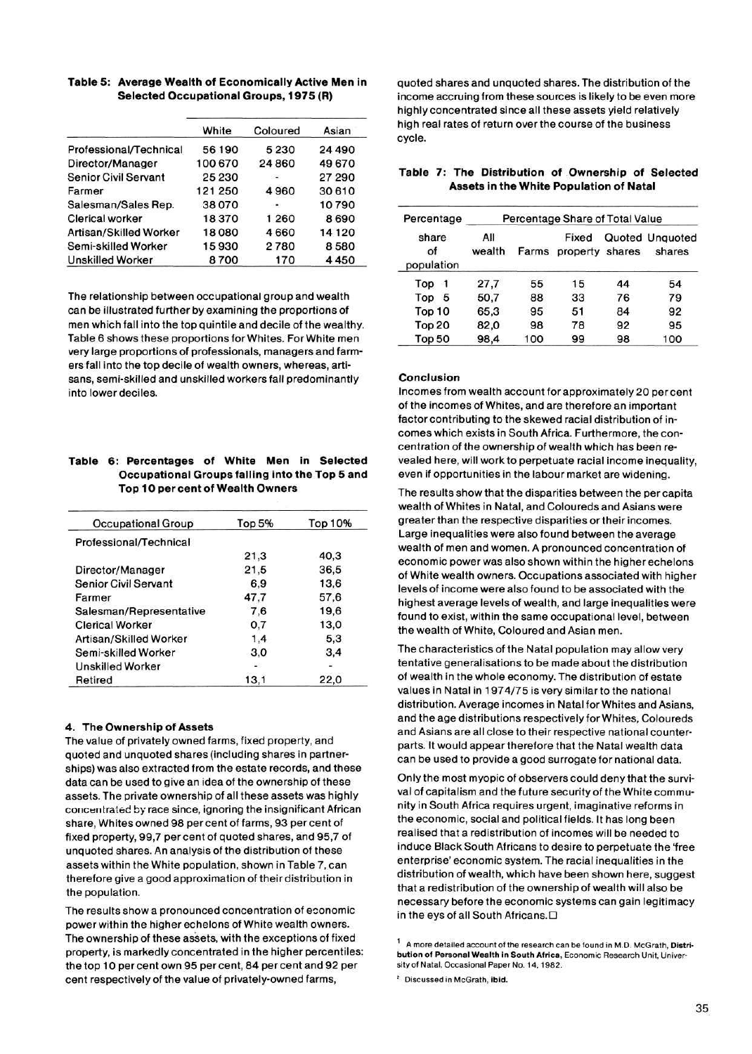**Table 5: Average Wealth of Economically Active Men in Selected Occupational Groups, 1975 (R)**

| | White | Coloured | Asian |
|---|---|---|---|
| Professional/Technical | 56 190 | 5 230 | 24 490 |
| Director/Manager | 100 670 | 24 860 | 49 670 |
| Senior Civil Servant | 25 230 | - | 27 290 |
| Farmer | 121 250 | 4 960 | 30 610 |
| Salesman/Sales Rep. | 38 070 | | 10 790 |
| Clerical worker | 18 370 | 1 260 | 8 690 |
| Artisan/Skilled Worker | 18 080 | 4 660 | 14 120 |
| Semi-skilled Worker | 15 930 | 2 780 | 8 580 |
| Unskilled Worker | 8 700 | 170 | 4 450 |

The relationship between occupational group and wealth can be illustrated further by examining the proportions of men which fall into the top quintile and decile of the wealthy. Table 6 shows these proportions for Whites. For White men very large proportions of professionals, managers and farmers fall into the top decile of wealth owners, whereas, artisans, semi-skilled and unskilled workers fall predominantly into lower deciles.

**Table 6: Percentages of White Men in Selected Occupational Groups falling into the Top 5 and Top 10 per cent of Wealth Owners**

| Occupational Group | Top 5% | Top 10% |
|---|---|---|
| Professional/Technical | 21,3 | 40,3 |
| Director/Manager | 21,5 | 36,5 |
| Senior Civil Servant | 6,9 | 13,6 |
| Farmer | 47,7 | 57,6 |
| Salesman/Representative | 7,6 | 19,6 |
| Clerical Worker | 0,7 | 13,0 |
| Artisan/Skilled Worker | 1,4 | 5,3 |
| Semi-skilled Worker | 3,0 | 3,4 |
| Unskilled Worker | - | - |
| Retired | 13,1 | 22,0 |

## 4. The Ownership of Assets

The value of privately owned farms, fixed property, and quoted and unquoted shares (including shares in partnerships) was also extracted from the estate records, and these data can be used to give an idea of the ownership of these assets. The private ownership of all these assets was highly concentrated by race since, ignoring the insignificant African share, Whites owned 98 per cent of farms, 93 per cent of fixed property, 99,7 per cent of quoted shares, and 95,7 of unquoted shares. An analysis of the distribution of these assets within the White population, shown in Table 7, can therefore give a good approximation of their distribution in the population.

The results show a pronounced concentration of economic power within the higher echelons of White wealth owners. The ownership of these assets, with the exceptions of fixed property, is markedly concentrated in the higher percentiles: the top 10 per cent own 95 per cent, 84 per cent and 92 per cent respectively of the value of privately-owned farms, quoted shares and unquoted shares. The distribution of the income accruing from these sources is likely to be even more highly concentrated since all these assets yield relatively high real rates of return over the course of the business cycle.

**Table 7: The Distribution of Ownership of Selected Assets in the White Population of Natal**

| Percentage share of population | Percentage Share of Total Value | | | | |
|---|---|---|---|---|---|
| | All wealth | Farms | Fixed property | Quoted shares | Unquoted shares |
| Top 1 | 27,7 | 55 | 15 | 44 | 54 |
| Top 5 | 50,7 | 88 | 33 | 76 | 79 |
| Top 10 | 65,3 | 95 | 51 | 84 | 92 |
| Top 20 | 82,0 | 98 | 78 | 92 | 95 |
| Top 50 | 98,4 | 100 | 99 | 98 | 100 |

### Conclusion

Incomes from wealth account for approximately 20 per cent of the incomes of Whites, and are therefore an important factor contributing to the skewed racial distribution of incomes which exists in South Africa. Furthermore, the concentration of the ownership of wealth which has been revealed here, will work to perpetuate racial income inequality, even if opportunities in the labour market are widening.

The results show that the disparities between the per capita wealth of Whites in Natal, and Coloureds and Asians were greater than the respective disparities or their incomes. Large inequalities were also found between the average wealth of men and women. A pronounced concentration of economic power was also shown within the higher echelons of White wealth owners. Occupations associated with higher levels of income were also found to be associated with the highest average levels of wealth, and large inequalities were found to exist, within the same occupational level, between the wealth of White, Coloured and Asian men.

The characteristics of the Natal population may allow very tentative generalisations to be made about the distribution of wealth in the whole economy. The distribution of estate values in Natal in 1974/75 is very similar to the national distribution. Average incomes in Natal for Whites and Asians, and the age distributions respectively for Whites, Coloureds and Asians are all close to their respective national counterparts. It would appear therefore that the Natal wealth data can be used to provide a good surrogate for national data.

Only the most myopic of observers could deny that the survival of capitalism and the future security of the White community in South Africa requires urgent, imaginative reforms in the economic, social and political fields. It has long been realised that a redistribution of incomes will be needed to induce Black South Africans to desire to perpetuate the 'free enterprise' economic system. The racial inequalities in the distribution of wealth, which have been shown here, suggest that a redistribution of the ownership of wealth will also be necessary before the economic systems can gain legitimacy in the eyes of all South Africans.□

[1] A more detailed account of the research can be found in M.D. McGrath, **Distribution of Personal Wealth in South Africa**, Economic Research Unit, University of Natal, Occasional Paper No. 14, 1982.

[2] Discussed in McGrath, **ibid.**